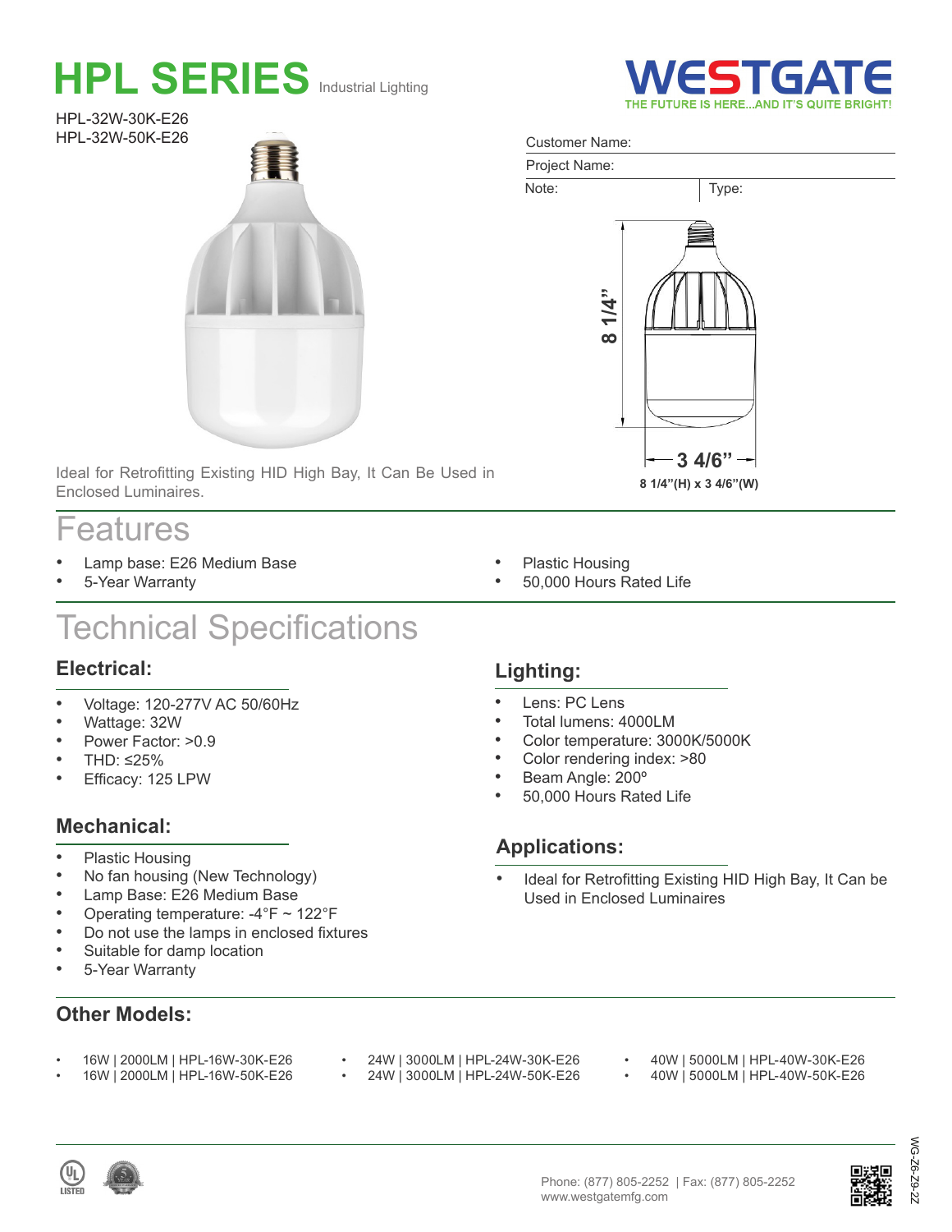# HPL SERIES Industrial Lighting

**WESTGATE**
THE FUTURE IS HERE...AND IT'S QUITE BRIGHT!

HPL-32W-30K-E26
HPL-32W-50K-E26

Customer Name:

Project Name:

Note: | Type:

8 1/4"

3 4/6"

8 1/4"(H) x 3 4/6"(W)

Ideal for Retrofitting Existing HID High Bay, It Can Be Used in Enclosed Luminaires.

## Features

- Lamp base: E26 Medium Base
- 5-Year Warranty
- Plastic Housing
- 50,000 Hours Rated Life

## Technical Specifications

### Electrical:

- Voltage: 120-277V AC 50/60Hz
- Wattage: 32W
- Power Factor: >0.9
- THD: ≤25%
- Efficacy: 125 LPW

### Mechanical:

- Plastic Housing
- No fan housing (New Technology)
- Lamp Base: E26 Medium Base
- Operating temperature: -4°F ~ 122°F
- Do not use the lamps in enclosed fixtures
- Suitable for damp location
- 5-Year Warranty

### Lighting:

- Lens: PC Lens
- Total lumens: 4000LM
- Color temperature: 3000K/5000K
- Color rendering index: >80
- Beam Angle: 200º
- 50,000 Hours Rated Life

### Applications:

- Ideal for Retrofitting Existing HID High Bay, It Can be Used in Enclosed Luminaires

### Other Models:

- 16W | 2000LM | HPL-16W-30K-E26
- 16W | 2000LM | HPL-16W-50K-E26
- 24W | 3000LM | HPL-24W-30K-E26
- 24W | 3000LM | HPL-24W-50K-E26
- 40W | 5000LM | HPL-40W-30K-E26
- 40W | 5000LM | HPL-40W-50K-E26

UL LISTED

Phone: (877) 805-2252 | Fax: (877) 805-2252
www.westgatemfg.com

WG-Z6-Z9-22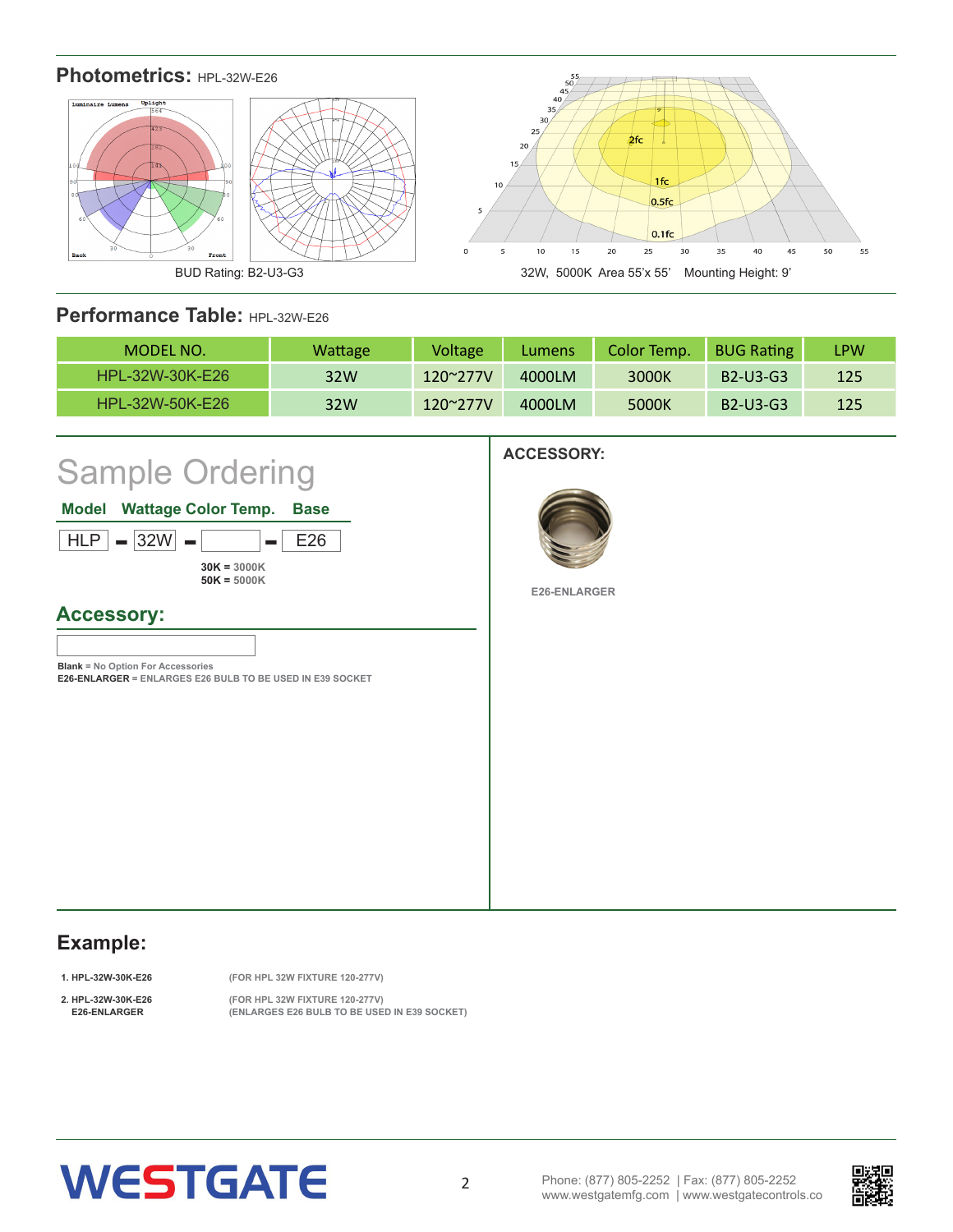## Photometrics: HPL-32W-E26

BUD Rating: B2-U3-G3

2fc
1fc
0.5fc
0.1fc

32W, 5000K Area 55'x 55' Mounting Height: 9'

## Performance Table: HPL-32W-E26

| MODEL NO. | Wattage | Voltage | Lumens | Color Temp. | BUG Rating | LPW |
|---|---|---|---|---|---|---|
| HPL-32W-30K-E26 | 32W | 120~277V | 4000LM | 3000K | B2-U3-G3 | 125 |
| HPL-32W-50K-E26 | 32W | 120~277V | 4000LM | 5000K | B2-U3-G3 | 125 |

# Sample Ordering

| Model | Wattage | Color Temp. | Base |
|---|---|---|---|
| HLP | 32W | | E26 |

**30K** = 3000K
**50K** = 5000K

## Accessory:

**Blank** = No Option For Accessories
**E26-ENLARGER** = ENLARGES E26 BULB TO BE USED IN E39 SOCKET

**ACCESSORY:**

E26-ENLARGER

## Example:

1. HPL-32W-30K-E26 — (FOR HPL 32W FIXTURE 120-277V)
2. HPL-32W-30K-E26 E26-ENLARGER — (FOR HPL 32W FIXTURE 120-277V) (ENLARGES E26 BULB TO BE USED IN E39 SOCKET)

WESTGATE

Phone: (877) 805-2252 | Fax: (877) 805-2252
www.westgatemfg.com | www.westgatecontrols.co